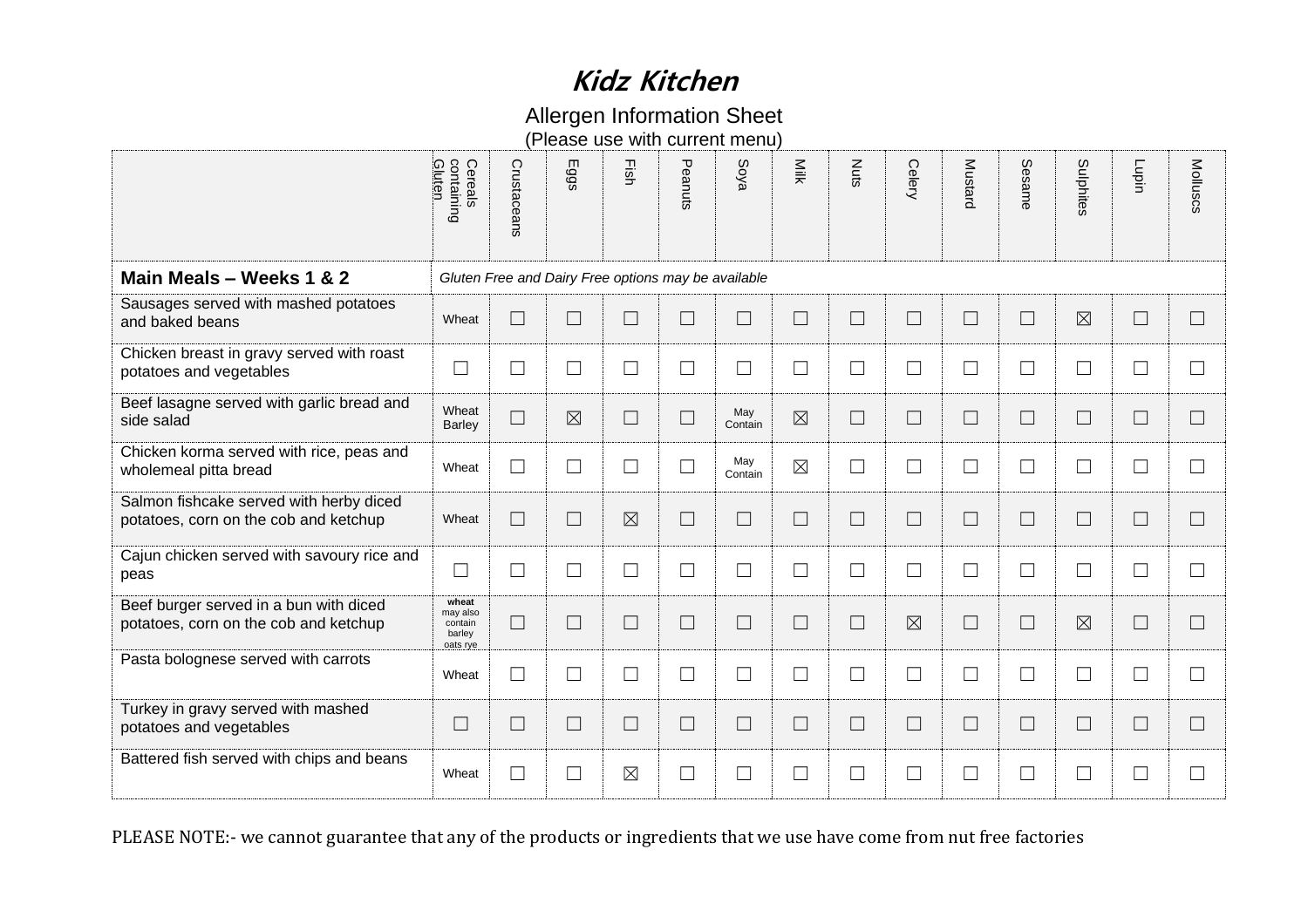# *Kidz Kitchen*

Allergen Information Sheet
(Please use with current menu)

| | Cereals containing Gluten | Crustaceans | Eggs | Fish | Peanuts | Soya | Milk | Nuts | Celery | Mustard | Sesame | Sulphites | Lupin | Molluscs |
|---|---|---|---|---|---|---|---|---|---|---|---|---|---|---|
| **Main Meals – Weeks 1 & 2** | *Gluten Free and Dairy Free options may be available* | | | | | | | | | | | | | |
| Sausages served with mashed potatoes and baked beans | Wheat | ☐ | ☐ | ☐ | ☐ | ☐ | ☐ | ☐ | ☐ | ☐ | ☐ | ☒ | ☐ | ☐ |
| Chicken breast in gravy served with roast potatoes and vegetables | ☐ | ☐ | ☐ | ☐ | ☐ | ☐ | ☐ | ☐ | ☐ | ☐ | ☐ | ☐ | ☐ | ☐ |
| Beef lasagne served with garlic bread and side salad | Wheat Barley | ☐ | ☒ | ☐ | ☐ | May Contain | ☒ | ☐ | ☐ | ☐ | ☐ | ☐ | ☐ | ☐ |
| Chicken korma served with rice, peas and wholemeal pitta bread | Wheat | ☐ | ☐ | ☐ | ☐ | May Contain | ☒ | ☐ | ☐ | ☐ | ☐ | ☐ | ☐ | ☐ |
| Salmon fishcake served with herby diced potatoes, corn on the cob and ketchup | Wheat | ☐ | ☐ | ☒ | ☐ | ☐ | ☐ | ☐ | ☐ | ☐ | ☐ | ☐ | ☐ | ☐ |
| Cajun chicken served with savoury rice and peas | ☐ | ☐ | ☐ | ☐ | ☐ | ☐ | ☐ | ☐ | ☐ | ☐ | ☐ | ☐ | ☐ | ☐ |
| Beef burger served in a bun with diced potatoes, corn on the cob and ketchup | **wheat** may also contain barley oats rye | ☐ | ☐ | ☐ | ☐ | ☐ | ☐ | ☐ | ☒ | ☐ | ☐ | ☒ | ☐ | ☐ |
| Pasta bolognese served with carrots | Wheat | ☐ | ☐ | ☐ | ☐ | ☐ | ☐ | ☐ | ☐ | ☐ | ☐ | ☐ | ☐ | ☐ |
| Turkey in gravy served with mashed potatoes and vegetables | ☐ | ☐ | ☐ | ☐ | ☐ | ☐ | ☐ | ☐ | ☐ | ☐ | ☐ | ☐ | ☐ | ☐ |
| Battered fish served with chips and beans | Wheat | ☐ | ☐ | ☒ | ☐ | ☐ | ☐ | ☐ | ☐ | ☐ | ☐ | ☐ | ☐ | ☐ |

PLEASE NOTE:- we cannot guarantee that any of the products or ingredients that we use have come from nut free factories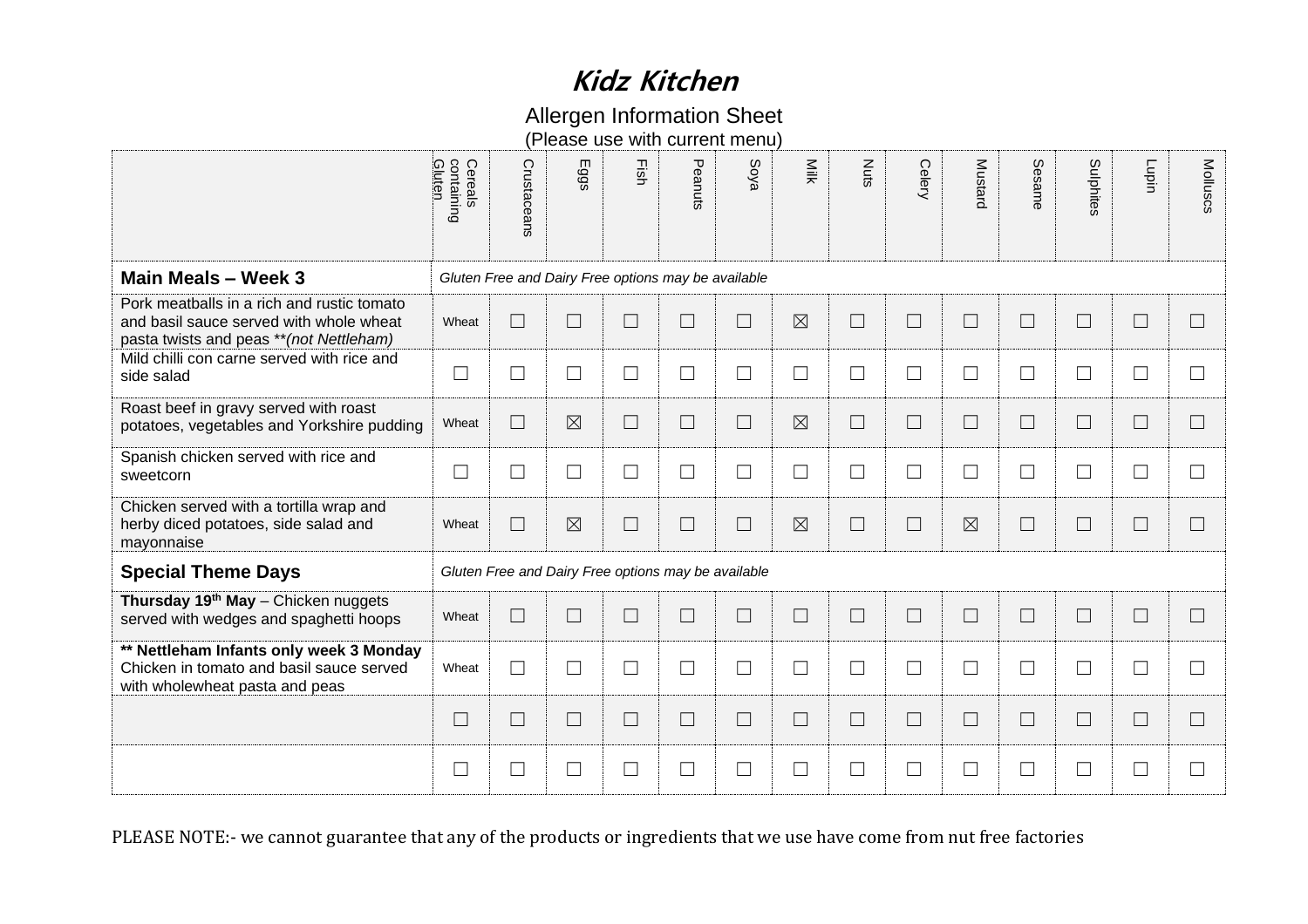# *Kidz Kitchen*

Allergen Information Sheet
(Please use with current menu)

| | Cereals containing Gluten | Crustaceans | Eggs | Fish | Peanuts | Soya | Milk | Nuts | Celery | Mustard | Sesame | Sulphites | Lupin | Molluscs |
|---|---|---|---|---|---|---|---|---|---|---|---|---|---|---|
| **Main Meals – Week 3** | *Gluten Free and Dairy Free options may be available* | | | | | | | | | | | | | |
| Pork meatballs in a rich and rustic tomato and basil sauce served with whole wheat pasta twists and peas \*\**(not Nettleham)* | Wheat | ☐ | ☐ | ☐ | ☐ | ☐ | ☒ | ☐ | ☐ | ☐ | ☐ | ☐ | ☐ | ☐ |
| Mild chilli con carne served with rice and side salad | ☐ | ☐ | ☐ | ☐ | ☐ | ☐ | ☐ | ☐ | ☐ | ☐ | ☐ | ☐ | ☐ | ☐ |
| Roast beef in gravy served with roast potatoes, vegetables and Yorkshire pudding | Wheat | ☐ | ☒ | ☐ | ☐ | ☐ | ☒ | ☐ | ☐ | ☐ | ☐ | ☐ | ☐ | ☐ |
| Spanish chicken served with rice and sweetcorn | ☐ | ☐ | ☐ | ☐ | ☐ | ☐ | ☐ | ☐ | ☐ | ☐ | ☐ | ☐ | ☐ | ☐ |
| Chicken served with a tortilla wrap and herby diced potatoes, side salad and mayonnaise | Wheat | ☐ | ☒ | ☐ | ☐ | ☐ | ☒ | ☐ | ☐ | ☒ | ☐ | ☐ | ☐ | ☐ |
| **Special Theme Days** | *Gluten Free and Dairy Free options may be available* | | | | | | | | | | | | | |
| **Thursday 19th May** – Chicken nuggets served with wedges and spaghetti hoops | Wheat | ☐ | ☐ | ☐ | ☐ | ☐ | ☐ | ☐ | ☐ | ☐ | ☐ | ☐ | ☐ | ☐ |
| **\*\* Nettleham Infants only week 3 Monday** Chicken in tomato and basil sauce served with wholewheat pasta and peas | Wheat | ☐ | ☐ | ☐ | ☐ | ☐ | ☐ | ☐ | ☐ | ☐ | ☐ | ☐ | ☐ | ☐ |
| | ☐ | ☐ | ☐ | ☐ | ☐ | ☐ | ☐ | ☐ | ☐ | ☐ | ☐ | ☐ | ☐ | ☐ |
| | ☐ | ☐ | ☐ | ☐ | ☐ | ☐ | ☐ | ☐ | ☐ | ☐ | ☐ | ☐ | ☐ | ☐ |

PLEASE NOTE:- we cannot guarantee that any of the products or ingredients that we use have come from nut free factories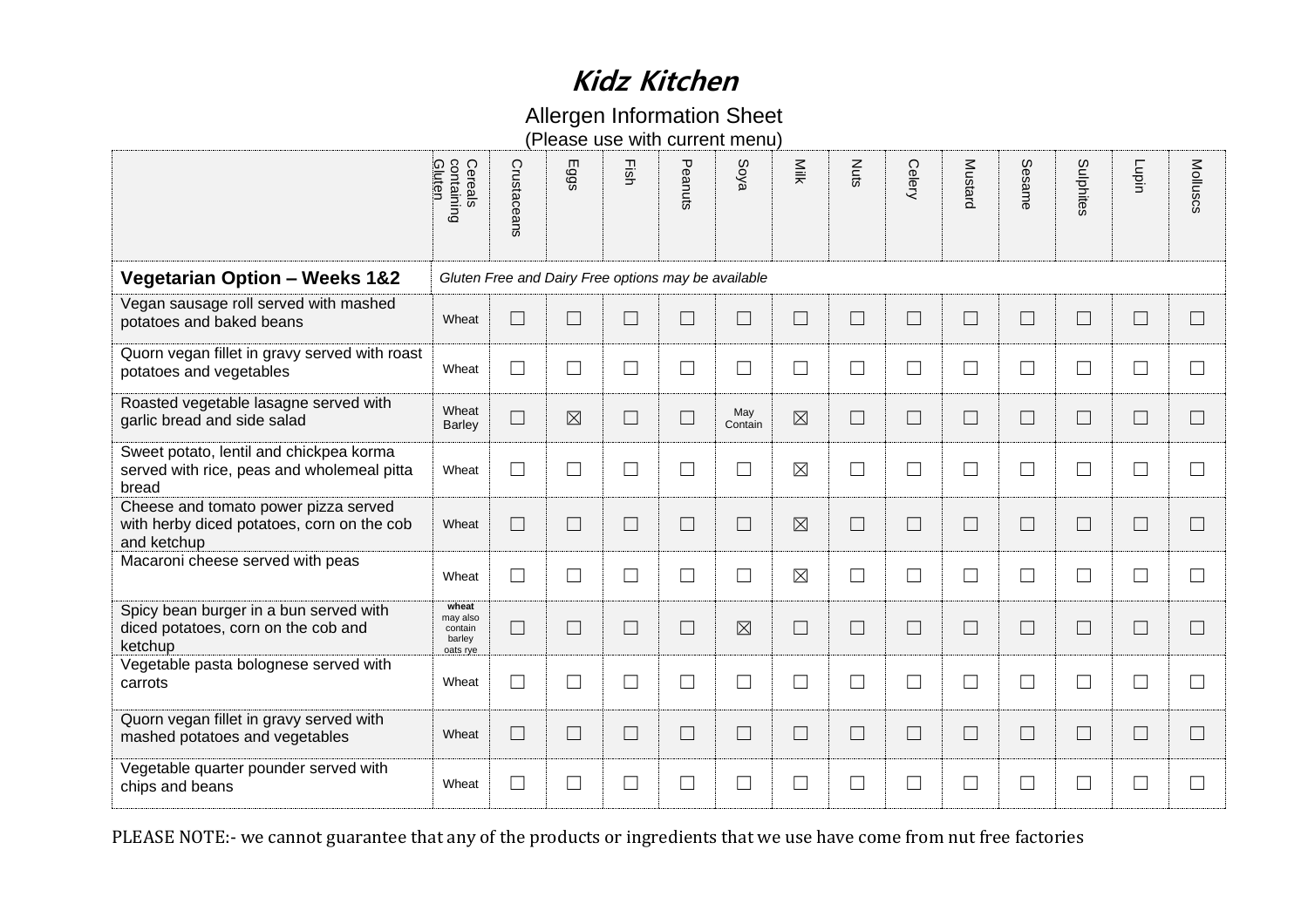# Kidz Kitchen

Allergen Information Sheet
(Please use with current menu)

| | Cereals containing Gluten | Crustaceans | Eggs | Fish | Peanuts | Soya | Milk | Nuts | Celery | Mustard | Sesame | Sulphites | Lupin | Molluscs |
|---|---|---|---|---|---|---|---|---|---|---|---|---|---|---|
| **Vegetarian Option – Weeks 1&2** | *Gluten Free and Dairy Free options may be available* | | | | | | | | | | | | | |
| Vegan sausage roll served with mashed potatoes and baked beans | Wheat | ☐ | ☐ | ☐ | ☐ | ☐ | ☐ | ☐ | ☐ | ☐ | ☐ | ☐ | ☐ | ☐ |
| Quorn vegan fillet in gravy served with roast potatoes and vegetables | Wheat | ☐ | ☐ | ☐ | ☐ | ☐ | ☐ | ☐ | ☐ | ☐ | ☐ | ☐ | ☐ | ☐ |
| Roasted vegetable lasagne served with garlic bread and side salad | Wheat Barley | ☐ | ☒ | ☐ | ☐ | May Contain | ☒ | ☐ | ☐ | ☐ | ☐ | ☐ | ☐ | ☐ |
| Sweet potato, lentil and chickpea korma served with rice, peas and wholemeal pitta bread | Wheat | ☐ | ☐ | ☐ | ☐ | ☐ | ☒ | ☐ | ☐ | ☐ | ☐ | ☐ | ☐ | ☐ |
| Cheese and tomato power pizza served with herby diced potatoes, corn on the cob and ketchup | Wheat | ☐ | ☐ | ☐ | ☐ | ☐ | ☒ | ☐ | ☐ | ☐ | ☐ | ☐ | ☐ | ☐ |
| Macaroni cheese served with peas | Wheat | ☐ | ☐ | ☐ | ☐ | ☐ | ☒ | ☐ | ☐ | ☐ | ☐ | ☐ | ☐ | ☐ |
| Spicy bean burger in a bun served with diced potatoes, corn on the cob and ketchup | **wheat** may also contain barley oats rye | ☐ | ☐ | ☐ | ☐ | ☒ | ☐ | ☐ | ☐ | ☐ | ☐ | ☐ | ☐ | ☐ |
| Vegetable pasta bolognese served with carrots | Wheat | ☐ | ☐ | ☐ | ☐ | ☐ | ☐ | ☐ | ☐ | ☐ | ☐ | ☐ | ☐ | ☐ |
| Quorn vegan fillet in gravy served with mashed potatoes and vegetables | Wheat | ☐ | ☐ | ☐ | ☐ | ☐ | ☐ | ☐ | ☐ | ☐ | ☐ | ☐ | ☐ | ☐ |
| Vegetable quarter pounder served with chips and beans | Wheat | ☐ | ☐ | ☐ | ☐ | ☐ | ☐ | ☐ | ☐ | ☐ | ☐ | ☐ | ☐ | ☐ |

PLEASE NOTE:- we cannot guarantee that any of the products or ingredients that we use have come from nut free factories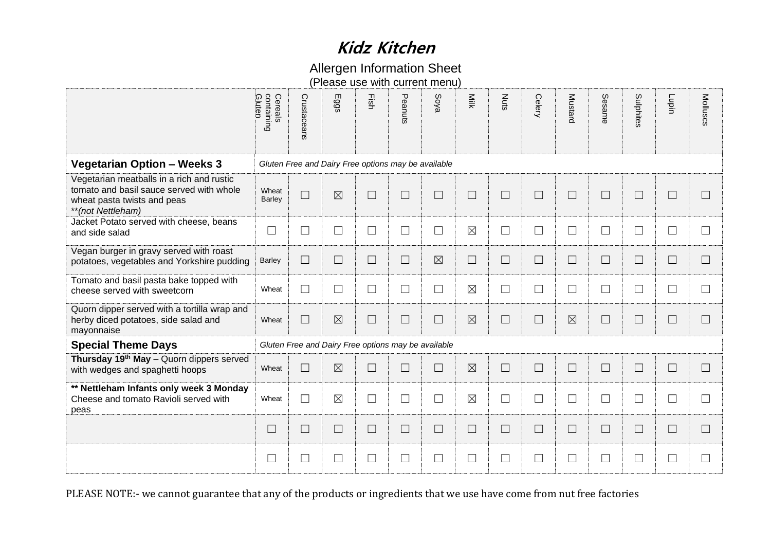# Kidz Kitchen

Allergen Information Sheet
(Please use with current menu)

| | Cereals containing Gluten | Crustaceans | Eggs | Fish | Peanuts | Soya | Milk | Nuts | Celery | Mustard | Sesame | Sulphites | Lupin | Molluscs |
|---|---|---|---|---|---|---|---|---|---|---|---|---|---|---|
| **Vegetarian Option – Weeks 3** | *Gluten Free and Dairy Free options may be available* | | | | | | | | | | | | | |
| Vegetarian meatballs in a rich and rustic tomato and basil sauce served with whole wheat pasta twists and peas **(not Nettleham)* | Wheat Barley | ☐ | ☒ | ☐ | ☐ | ☐ | ☐ | ☐ | ☐ | ☐ | ☐ | ☐ | ☐ | ☐ |
| Jacket Potato served with cheese, beans and side salad | ☐ | ☐ | ☐ | ☐ | ☐ | ☐ | ☒ | ☐ | ☐ | ☐ | ☐ | ☐ | ☐ | ☐ |
| Vegan burger in gravy served with roast potatoes, vegetables and Yorkshire pudding | Barley | ☐ | ☐ | ☐ | ☐ | ☒ | ☐ | ☐ | ☐ | ☐ | ☐ | ☐ | ☐ | ☐ |
| Tomato and basil pasta bake topped with cheese served with sweetcorn | Wheat | ☐ | ☐ | ☐ | ☐ | ☐ | ☒ | ☐ | ☐ | ☐ | ☐ | ☐ | ☐ | ☐ |
| Quorn dipper served with a tortilla wrap and herby diced potatoes, side salad and mayonnaise | Wheat | ☐ | ☒ | ☐ | ☐ | ☐ | ☒ | ☐ | ☐ | ☒ | ☐ | ☐ | ☐ | ☐ |
| **Special Theme Days** | *Gluten Free and Dairy Free options may be available* | | | | | | | | | | | | | |
| **Thursday 19th May** – Quorn dippers served with wedges and spaghetti hoops | Wheat | ☐ | ☒ | ☐ | ☐ | ☐ | ☒ | ☐ | ☐ | ☐ | ☐ | ☐ | ☐ | ☐ |
| **** Nettleham Infants only week 3 Monday** Cheese and tomato Ravioli served with peas | Wheat | ☐ | ☒ | ☐ | ☐ | ☐ | ☒ | ☐ | ☐ | ☐ | ☐ | ☐ | ☐ | ☐ |
| | ☐ | ☐ | ☐ | ☐ | ☐ | ☐ | ☐ | ☐ | ☐ | ☐ | ☐ | ☐ | ☐ | ☐ |
| | ☐ | ☐ | ☐ | ☐ | ☐ | ☐ | ☐ | ☐ | ☐ | ☐ | ☐ | ☐ | ☐ | ☐ |

PLEASE NOTE:- we cannot guarantee that any of the products or ingredients that we use have come from nut free factories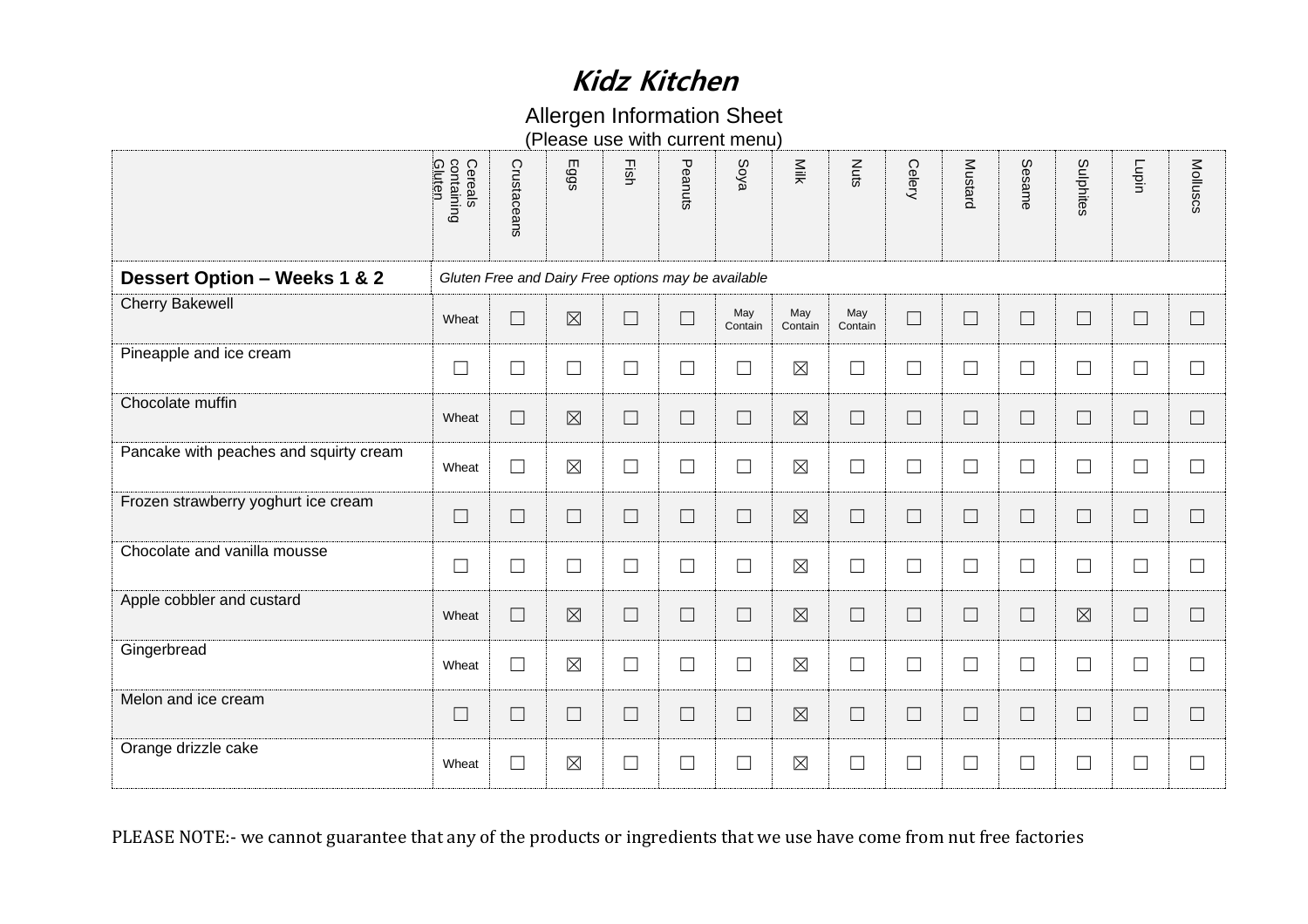# *Kidz Kitchen*

Allergen Information Sheet
(Please use with current menu)

| | Cereals containing Gluten | Crustaceans | Eggs | Fish | Peanuts | Soya | Milk | Nuts | Celery | Mustard | Sesame | Sulphites | Lupin | Molluscs |
|---|---|---|---|---|---|---|---|---|---|---|---|---|---|---|
| **Dessert Option – Weeks 1 & 2** | *Gluten Free and Dairy Free options may be available* | | | | | | | | | | | | | |
| Cherry Bakewell | Wheat | ☐ | ☒ | ☐ | ☐ | May Contain | May Contain | May Contain | ☐ | ☐ | ☐ | ☐ | ☐ | ☐ |
| Pineapple and ice cream | ☐ | ☐ | ☐ | ☐ | ☐ | ☐ | ☒ | ☐ | ☐ | ☐ | ☐ | ☐ | ☐ | ☐ |
| Chocolate muffin | Wheat | ☐ | ☒ | ☐ | ☐ | ☐ | ☒ | ☐ | ☐ | ☐ | ☐ | ☐ | ☐ | ☐ |
| Pancake with peaches and squirty cream | Wheat | ☐ | ☒ | ☐ | ☐ | ☐ | ☒ | ☐ | ☐ | ☐ | ☐ | ☐ | ☐ | ☐ |
| Frozen strawberry yoghurt ice cream | ☐ | ☐ | ☐ | ☐ | ☐ | ☐ | ☒ | ☐ | ☐ | ☐ | ☐ | ☐ | ☐ | ☐ |
| Chocolate and vanilla mousse | ☐ | ☐ | ☐ | ☐ | ☐ | ☐ | ☒ | ☐ | ☐ | ☐ | ☐ | ☐ | ☐ | ☐ |
| Apple cobbler and custard | Wheat | ☐ | ☒ | ☐ | ☐ | ☐ | ☒ | ☐ | ☐ | ☐ | ☐ | ☒ | ☐ | ☐ |
| Gingerbread | Wheat | ☐ | ☒ | ☐ | ☐ | ☐ | ☒ | ☐ | ☐ | ☐ | ☐ | ☐ | ☐ | ☐ |
| Melon and ice cream | ☐ | ☐ | ☐ | ☐ | ☐ | ☐ | ☒ | ☐ | ☐ | ☐ | ☐ | ☐ | ☐ | ☐ |
| Orange drizzle cake | Wheat | ☐ | ☒ | ☐ | ☐ | ☐ | ☒ | ☐ | ☐ | ☐ | ☐ | ☐ | ☐ | ☐ |

PLEASE NOTE:- we cannot guarantee that any of the products or ingredients that we use have come from nut free factories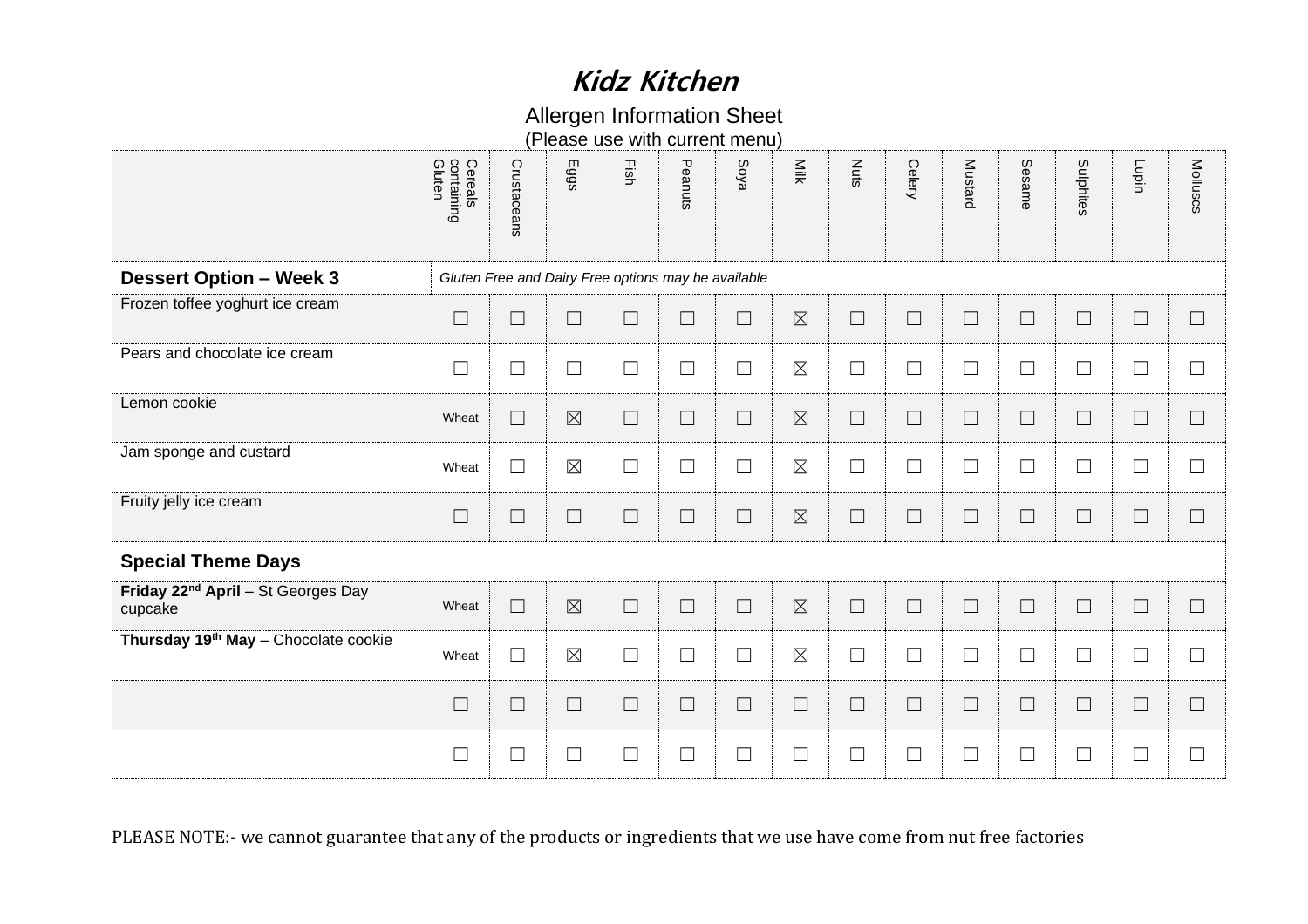# *Kidz Kitchen*

Allergen Information Sheet
(Please use with current menu)

| | Cereals containing Gluten | Crustaceans | Eggs | Fish | Peanuts | Soya | Milk | Nuts | Celery | Mustard | Sesame | Sulphites | Lupin | Molluscs |
|---|---|---|---|---|---|---|---|---|---|---|---|---|---|---|
| **Dessert Option – Week 3** | *Gluten Free and Dairy Free options may be available* | | | | | | | | | | | | | |
| Frozen toffee yoghurt ice cream | ☐ | ☐ | ☐ | ☐ | ☐ | ☐ | ☒ | ☐ | ☐ | ☐ | ☐ | ☐ | ☐ | ☐ |
| Pears and chocolate ice cream | ☐ | ☐ | ☐ | ☐ | ☐ | ☐ | ☒ | ☐ | ☐ | ☐ | ☐ | ☐ | ☐ | ☐ |
| Lemon cookie | Wheat | ☐ | ☒ | ☐ | ☐ | ☐ | ☒ | ☐ | ☐ | ☐ | ☐ | ☐ | ☐ | ☐ |
| Jam sponge and custard | Wheat | ☐ | ☒ | ☐ | ☐ | ☐ | ☒ | ☐ | ☐ | ☐ | ☐ | ☐ | ☐ | ☐ |
| Fruity jelly ice cream | ☐ | ☐ | ☐ | ☐ | ☐ | ☐ | ☒ | ☐ | ☐ | ☐ | ☐ | ☐ | ☐ | ☐ |
| **Special Theme Days** | | | | | | | | | | | | | | |
| **Friday 22nd April** – St Georges Day cupcake | Wheat | ☐ | ☒ | ☐ | ☐ | ☐ | ☒ | ☐ | ☐ | ☐ | ☐ | ☐ | ☐ | ☐ |
| **Thursday 19th May** – Chocolate cookie | Wheat | ☐ | ☒ | ☐ | ☐ | ☐ | ☒ | ☐ | ☐ | ☐ | ☐ | ☐ | ☐ | ☐ |
| | ☐ | ☐ | ☐ | ☐ | ☐ | ☐ | ☐ | ☐ | ☐ | ☐ | ☐ | ☐ | ☐ | ☐ |
| | ☐ | ☐ | ☐ | ☐ | ☐ | ☐ | ☐ | ☐ | ☐ | ☐ | ☐ | ☐ | ☐ | ☐ |

PLEASE NOTE:- we cannot guarantee that any of the products or ingredients that we use have come from nut free factories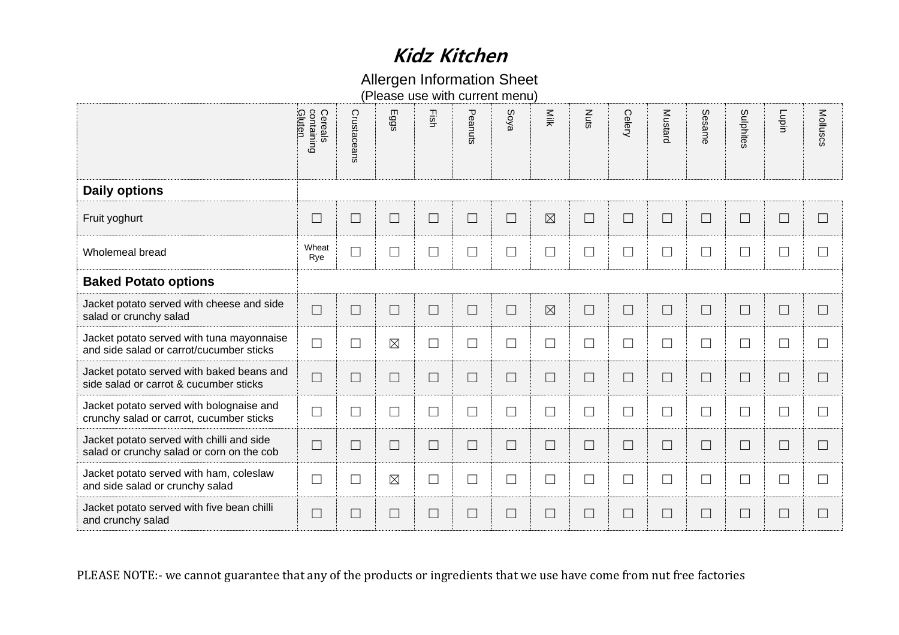# *Kidz Kitchen*

Allergen Information Sheet
(Please use with current menu)

| | Cereals containing Gluten | Crustaceans | Eggs | Fish | Peanuts | Soya | Milk | Nuts | Celery | Mustard | Sesame | Sulphites | Lupin | Molluscs |
|---|---|---|---|---|---|---|---|---|---|---|---|---|---|---|
| **Daily options** | | | | | | | | | | | | | | |
| Fruit yoghurt | ☐ | ☐ | ☐ | ☐ | ☐ | ☐ | ☒ | ☐ | ☐ | ☐ | ☐ | ☐ | ☐ | ☐ |
| Wholemeal bread | Wheat Rye | ☐ | ☐ | ☐ | ☐ | ☐ | ☐ | ☐ | ☐ | ☐ | ☐ | ☐ | ☐ | ☐ |
| **Baked Potato options** | | | | | | | | | | | | | | |
| Jacket potato served with cheese and side salad or crunchy salad | ☐ | ☐ | ☐ | ☐ | ☐ | ☐ | ☒ | ☐ | ☐ | ☐ | ☐ | ☐ | ☐ | ☐ |
| Jacket potato served with tuna mayonnaise and side salad or carrot/cucumber sticks | ☐ | ☐ | ☒ | ☐ | ☐ | ☐ | ☐ | ☐ | ☐ | ☐ | ☐ | ☐ | ☐ | ☐ |
| Jacket potato served with baked beans and side salad or carrot & cucumber sticks | ☐ | ☐ | ☐ | ☐ | ☐ | ☐ | ☐ | ☐ | ☐ | ☐ | ☐ | ☐ | ☐ | ☐ |
| Jacket potato served with bolognaise and crunchy salad or carrot, cucumber sticks | ☐ | ☐ | ☐ | ☐ | ☐ | ☐ | ☐ | ☐ | ☐ | ☐ | ☐ | ☐ | ☐ | ☐ |
| Jacket potato served with chilli and side salad or crunchy salad or corn on the cob | ☐ | ☐ | ☐ | ☐ | ☐ | ☐ | ☐ | ☐ | ☐ | ☐ | ☐ | ☐ | ☐ | ☐ |
| Jacket potato served with ham, coleslaw and side salad or crunchy salad | ☐ | ☐ | ☒ | ☐ | ☐ | ☐ | ☐ | ☐ | ☐ | ☐ | ☐ | ☐ | ☐ | ☐ |
| Jacket potato served with five bean chilli and crunchy salad | ☐ | ☐ | ☐ | ☐ | ☐ | ☐ | ☐ | ☐ | ☐ | ☐ | ☐ | ☐ | ☐ | ☐ |

PLEASE NOTE:- we cannot guarantee that any of the products or ingredients that we use have come from nut free factories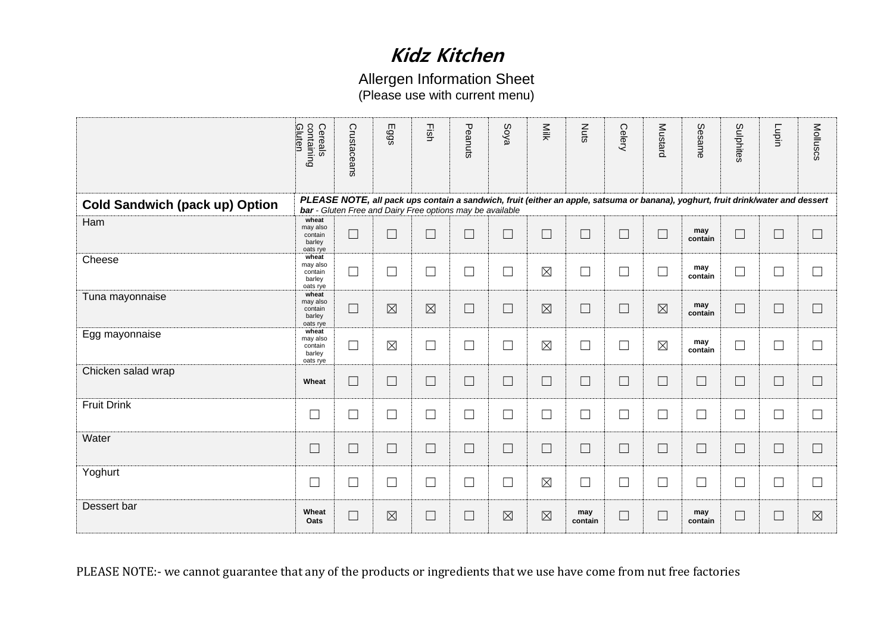# *Kidz Kitchen*

Allergen Information Sheet
(Please use with current menu)

| | Cereals containing Gluten | Crustaceans | Eggs | Fish | Peanuts | Soya | Milk | Nuts | Celery | Mustard | Sesame | Sulphites | Lupin | Molluscs |
|---|---|---|---|---|---|---|---|---|---|---|---|---|---|---|
| **Cold Sandwich (pack up) Option** | ***PLEASE NOTE,*** ***all pack ups contain a sandwich, fruit (either an apple, satsuma or banana), yoghurt, fruit drink/water and dessert bar*** *- Gluten Free and Dairy Free options may be available* | | | | | | | | | | | | | |
| Ham | **wheat** may also contain barley oats rye | ☐ | ☐ | ☐ | ☐ | ☐ | ☐ | ☐ | ☐ | ☐ | **may contain** | ☐ | ☐ | ☐ |
| Cheese | **wheat** may also contain barley oats rye | ☐ | ☐ | ☐ | ☐ | ☐ | ☒ | ☐ | ☐ | ☐ | **may contain** | ☐ | ☐ | ☐ |
| Tuna mayonnaise | **wheat** may also contain barley oats rye | ☐ | ☒ | ☒ | ☐ | ☐ | ☒ | ☐ | ☐ | ☒ | **may contain** | ☐ | ☐ | ☐ |
| Egg mayonnaise | **wheat** may also contain barley oats rye | ☐ | ☒ | ☐ | ☐ | ☐ | ☒ | ☐ | ☐ | ☒ | **may contain** | ☐ | ☐ | ☐ |
| Chicken salad wrap | **Wheat** | ☐ | ☐ | ☐ | ☐ | ☐ | ☐ | ☐ | ☐ | ☐ | ☐ | ☐ | ☐ | ☐ |
| Fruit Drink | ☐ | ☐ | ☐ | ☐ | ☐ | ☐ | ☐ | ☐ | ☐ | ☐ | ☐ | ☐ | ☐ | ☐ |
| Water | ☐ | ☐ | ☐ | ☐ | ☐ | ☐ | ☐ | ☐ | ☐ | ☐ | ☐ | ☐ | ☐ | ☐ |
| Yoghurt | ☐ | ☐ | ☐ | ☐ | ☐ | ☐ | ☒ | ☐ | ☐ | ☐ | ☐ | ☐ | ☐ | ☐ |
| Dessert bar | **Wheat Oats** | ☐ | ☒ | ☐ | ☐ | ☒ | ☒ | **may contain** | ☐ | ☐ | **may contain** | ☐ | ☐ | ☒ |

PLEASE NOTE:- we cannot guarantee that any of the products or ingredients that we use have come from nut free factories